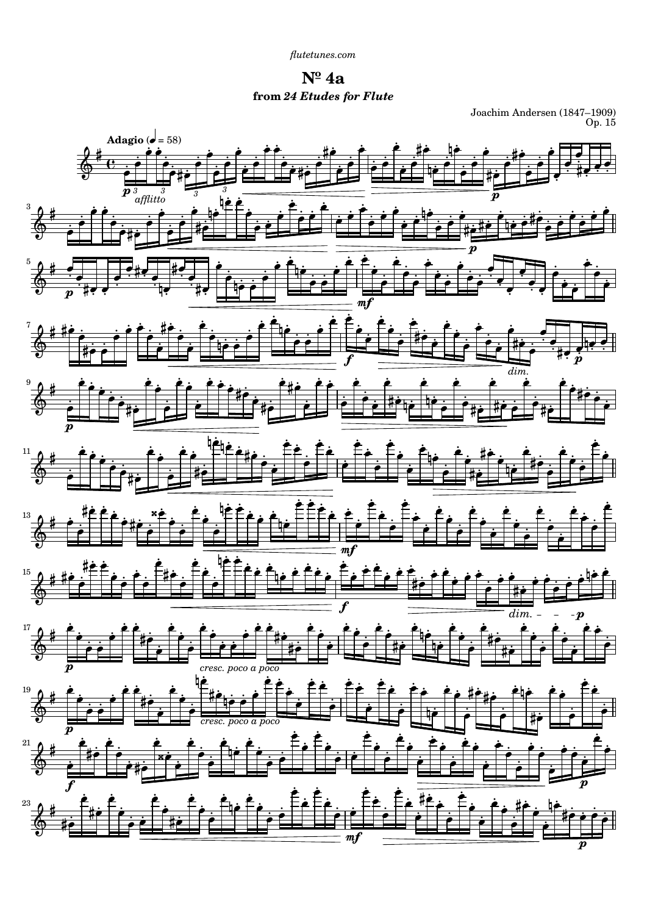flutetunes.com

# Nº 4a

### from *24 Etudes for Flute*

Joachim Andersen (1847–1909)
Op. 15

**Adagio** (♩ = 58)